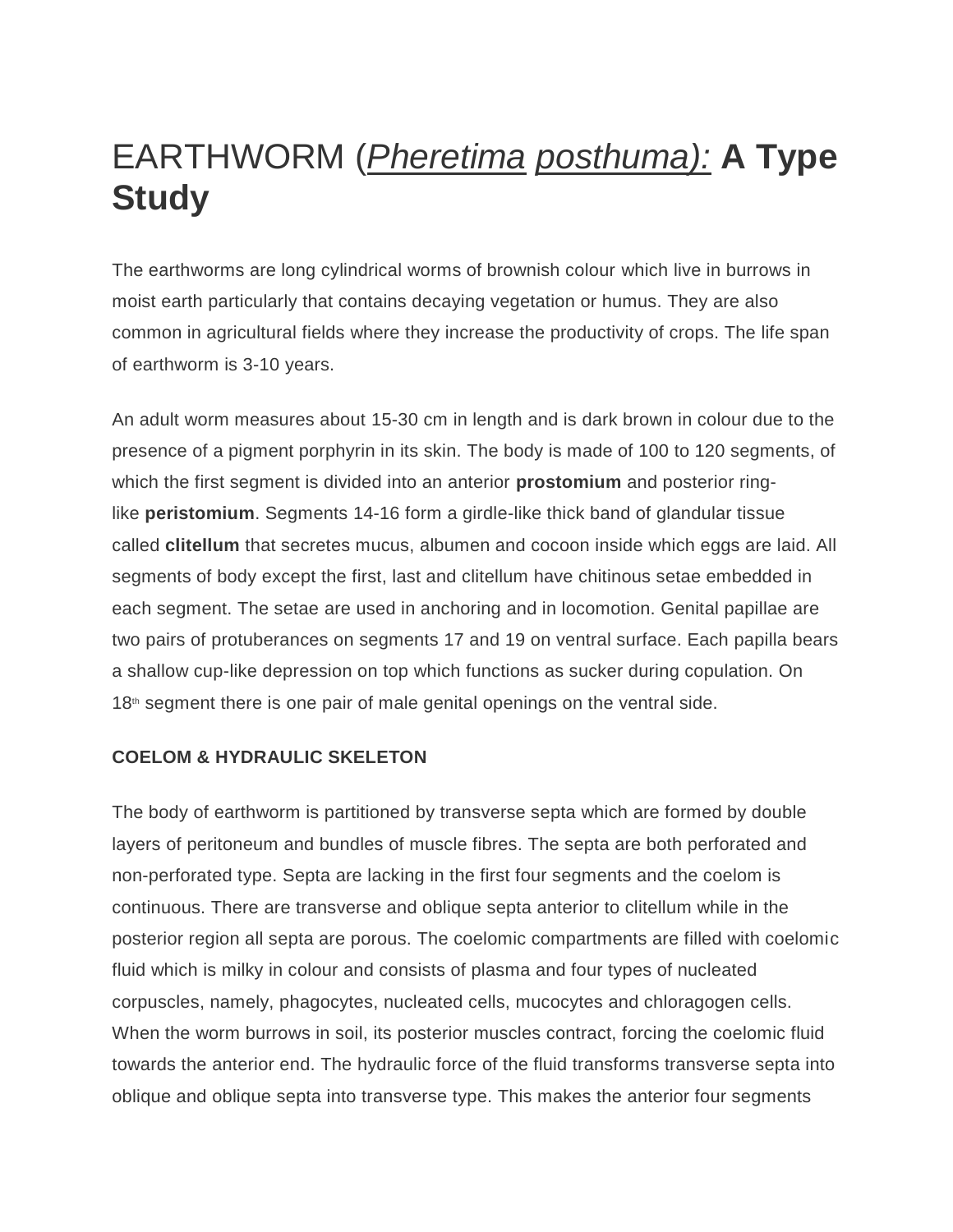# EARTHWORM (*Pheretima posthuma*): **A Type Study**

The earthworms are long cylindrical worms of brownish colour which live in burrows in moist earth particularly that contains decaying vegetation or humus. They are also common in agricultural fields where they increase the productivity of crops. The life span of earthworm is 3-10 years.

An adult worm measures about 15-30 cm in length and is dark brown in colour due to the presence of a pigment porphyrin in its skin. The body is made of 100 to 120 segments, of which the first segment is divided into an anterior **prostomium** and posterior ring-like **peristomium**. Segments 14-16 form a girdle-like thick band of glandular tissue called **clitellum** that secretes mucus, albumen and cocoon inside which eggs are laid. All segments of body except the first, last and clitellum have chitinous setae embedded in each segment. The setae are used in anchoring and in locomotion. Genital papillae are two pairs of protuberances on segments 17 and 19 on ventral surface. Each papilla bears a shallow cup-like depression on top which functions as sucker during copulation. On 18$^{th}$ segment there is one pair of male genital openings on the ventral side.

**COELOM & HYDRAULIC SKELETON**

The body of earthworm is partitioned by transverse septa which are formed by double layers of peritoneum and bundles of muscle fibres. The septa are both perforated and non-perforated type. Septa are lacking in the first four segments and the coelom is continuous. There are transverse and oblique septa anterior to clitellum while in the posterior region all septa are porous. The coelomic compartments are filled with coelomic fluid which is milky in colour and consists of plasma and four types of nucleated corpuscles, namely, phagocytes, nucleated cells, mucocytes and chloragogen cells. When the worm burrows in soil, its posterior muscles contract, forcing the coelomic fluid towards the anterior end. The hydraulic force of the fluid transforms transverse septa into oblique and oblique septa into transverse type. This makes the anterior four segments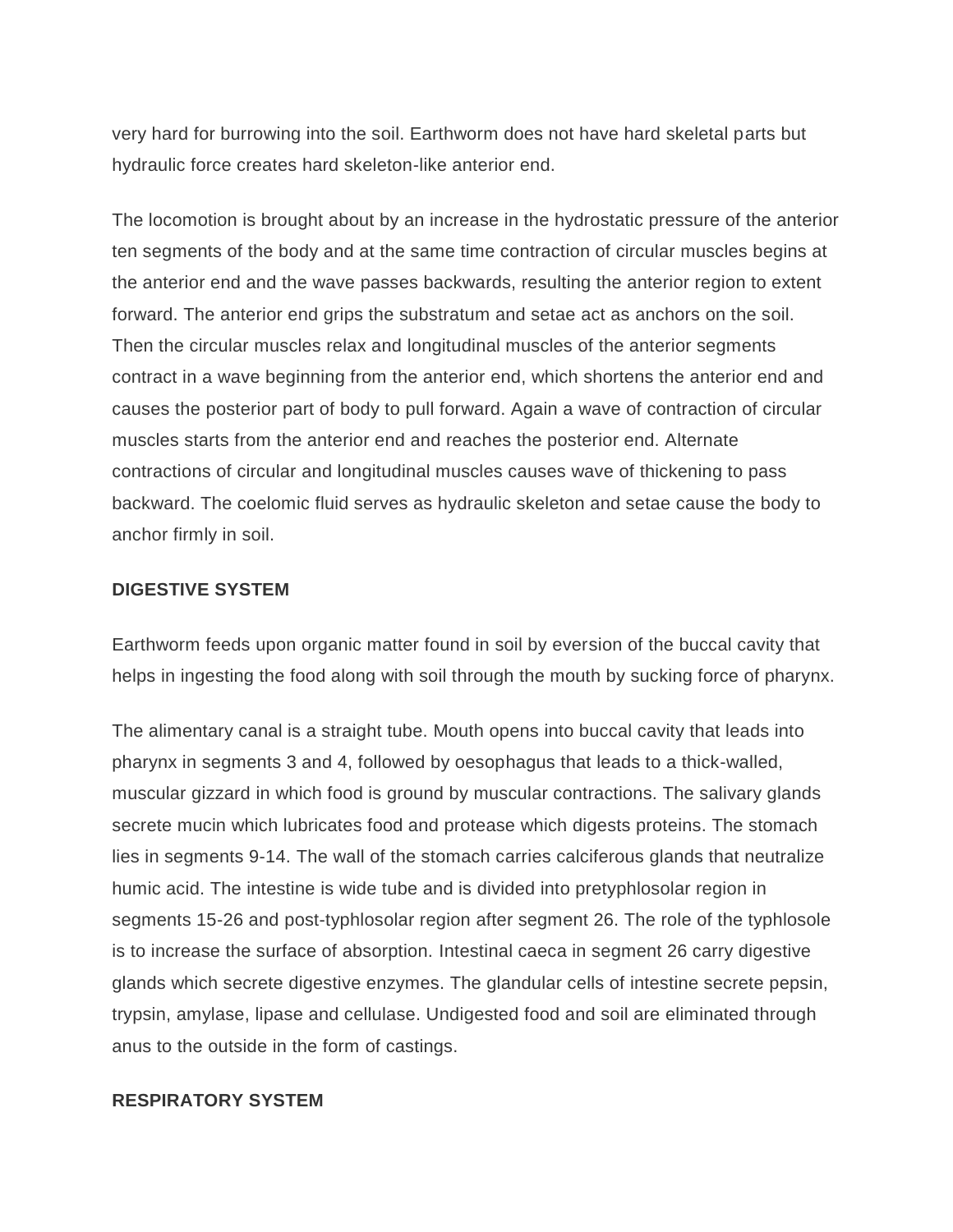very hard for burrowing into the soil. Earthworm does not have hard skeletal parts but hydraulic force creates hard skeleton-like anterior end.

The locomotion is brought about by an increase in the hydrostatic pressure of the anterior ten segments of the body and at the same time contraction of circular muscles begins at the anterior end and the wave passes backwards, resulting the anterior region to extent forward. The anterior end grips the substratum and setae act as anchors on the soil. Then the circular muscles relax and longitudinal muscles of the anterior segments contract in a wave beginning from the anterior end, which shortens the anterior end and causes the posterior part of body to pull forward. Again a wave of contraction of circular muscles starts from the anterior end and reaches the posterior end. Alternate contractions of circular and longitudinal muscles causes wave of thickening to pass backward. The coelomic fluid serves as hydraulic skeleton and setae cause the body to anchor firmly in soil.

**DIGESTIVE SYSTEM**

Earthworm feeds upon organic matter found in soil by eversion of the buccal cavity that helps in ingesting the food along with soil through the mouth by sucking force of pharynx.

The alimentary canal is a straight tube. Mouth opens into buccal cavity that leads into pharynx in segments 3 and 4, followed by oesophagus that leads to a thick-walled, muscular gizzard in which food is ground by muscular contractions. The salivary glands secrete mucin which lubricates food and protease which digests proteins. The stomach lies in segments 9-14. The wall of the stomach carries calciferous glands that neutralize humic acid. The intestine is wide tube and is divided into pretyphlosolar region in segments 15-26 and post-typhlosolar region after segment 26. The role of the typhlosole is to increase the surface of absorption. Intestinal caeca in segment 26 carry digestive glands which secrete digestive enzymes. The glandular cells of intestine secrete pepsin, trypsin, amylase, lipase and cellulase. Undigested food and soil are eliminated through anus to the outside in the form of castings.

**RESPIRATORY SYSTEM**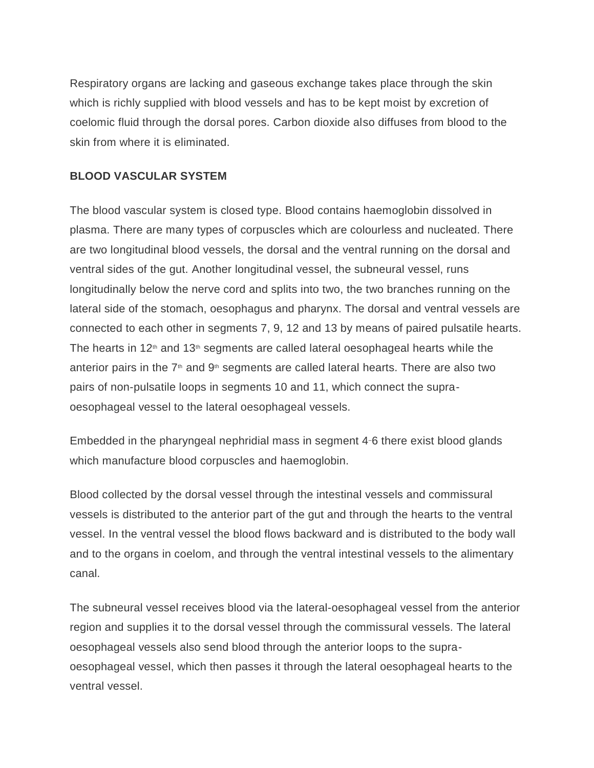Respiratory organs are lacking and gaseous exchange takes place through the skin which is richly supplied with blood vessels and has to be kept moist by excretion of coelomic fluid through the dorsal pores. Carbon dioxide also diffuses from blood to the skin from where it is eliminated.

**BLOOD VASCULAR SYSTEM**

The blood vascular system is closed type. Blood contains haemoglobin dissolved in plasma. There are many types of corpuscles which are colourless and nucleated. There are two longitudinal blood vessels, the dorsal and the ventral running on the dorsal and ventral sides of the gut. Another longitudinal vessel, the subneural vessel, runs longitudinally below the nerve cord and splits into two, the two branches running on the lateral side of the stomach, oesophagus and pharynx. The dorsal and ventral vessels are connected to each other in segments 7, 9, 12 and 13 by means of paired pulsatile hearts. The hearts in $12^{th}$ and $13^{th}$ segments are called lateral oesophageal hearts while the anterior pairs in the $7^{th}$ and $9^{th}$ segments are called lateral hearts. There are also two pairs of non-pulsatile loops in segments 10 and 11, which connect the supra-oesophageal vessel to the lateral oesophageal vessels.

Embedded in the pharyngeal nephridial mass in segment 4-6 there exist blood glands which manufacture blood corpuscles and haemoglobin.

Blood collected by the dorsal vessel through the intestinal vessels and commissural vessels is distributed to the anterior part of the gut and through the hearts to the ventral vessel. In the ventral vessel the blood flows backward and is distributed to the body wall and to the organs in coelom, and through the ventral intestinal vessels to the alimentary canal.

The subneural vessel receives blood via the lateral-oesophageal vessel from the anterior region and supplies it to the dorsal vessel through the commissural vessels. The lateral oesophageal vessels also send blood through the anterior loops to the supra-oesophageal vessel, which then passes it through the lateral oesophageal hearts to the ventral vessel.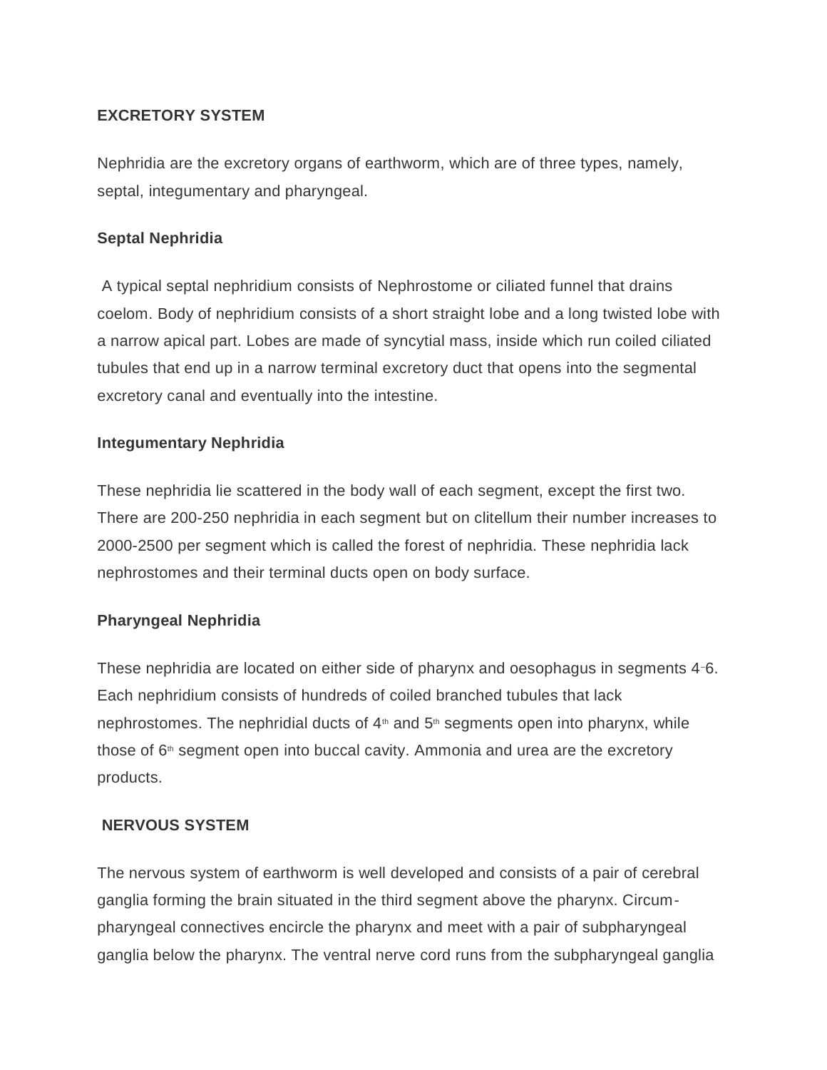**EXCRETORY SYSTEM**

Nephridia are the excretory organs of earthworm, which are of three types, namely, septal, integumentary and pharyngeal.

**Septal Nephridia**

A typical septal nephridium consists of Nephrostome or ciliated funnel that drains coelom. Body of nephridium consists of a short straight lobe and a long twisted lobe with a narrow apical part. Lobes are made of syncytial mass, inside which run coiled ciliated tubules that end up in a narrow terminal excretory duct that opens into the segmental excretory canal and eventually into the intestine.

**Integumentary Nephridia**

These nephridia lie scattered in the body wall of each segment, except the first two. There are 200-250 nephridia in each segment but on clitellum their number increases to 2000-2500 per segment which is called the forest of nephridia. These nephridia lack nephrostomes and their terminal ducts open on body surface.

**Pharyngeal Nephridia**

These nephridia are located on either side of pharynx and oesophagus in segments 4-6. Each nephridium consists of hundreds of coiled branched tubules that lack nephrostomes. The nephridial ducts of 4th and 5th segments open into pharynx, while those of 6th segment open into buccal cavity. Ammonia and urea are the excretory products.

**NERVOUS SYSTEM**

The nervous system of earthworm is well developed and consists of a pair of cerebral ganglia forming the brain situated in the third segment above the pharynx. Circum-pharyngeal connectives encircle the pharynx and meet with a pair of subpharyngeal ganglia below the pharynx. The ventral nerve cord runs from the subpharyngeal ganglia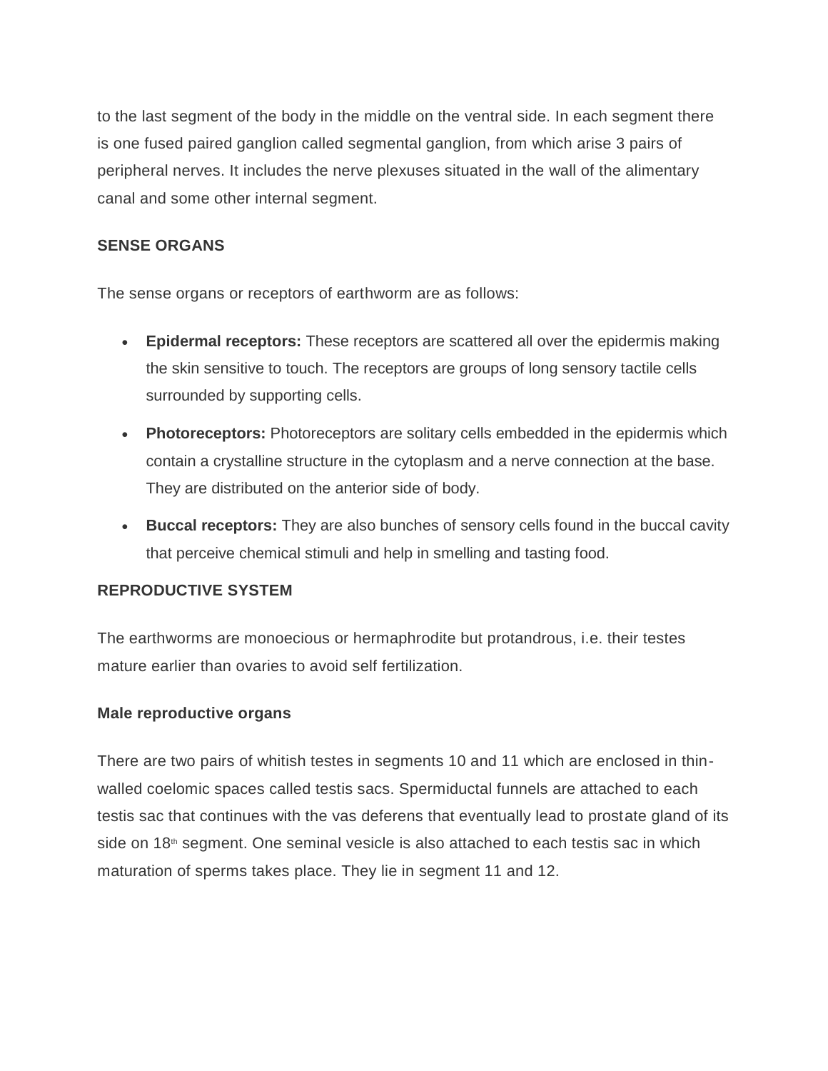to the last segment of the body in the middle on the ventral side. In each segment there is one fused paired ganglion called segmental ganglion, from which arise 3 pairs of peripheral nerves. It includes the nerve plexuses situated in the wall of the alimentary canal and some other internal segment.

**SENSE ORGANS**

The sense organs or receptors of earthworm are as follows:

- **Epidermal receptors:** These receptors are scattered all over the epidermis making the skin sensitive to touch. The receptors are groups of long sensory tactile cells surrounded by supporting cells.
- **Photoreceptors:** Photoreceptors are solitary cells embedded in the epidermis which contain a crystalline structure in the cytoplasm and a nerve connection at the base. They are distributed on the anterior side of body.
- **Buccal receptors:** They are also bunches of sensory cells found in the buccal cavity that perceive chemical stimuli and help in smelling and tasting food.

**REPRODUCTIVE SYSTEM**

The earthworms are monoecious or hermaphrodite but protandrous, i.e. their testes mature earlier than ovaries to avoid self fertilization.

**Male reproductive organs**

There are two pairs of whitish testes in segments 10 and 11 which are enclosed in thin-walled coelomic spaces called testis sacs. Spermiductal funnels are attached to each testis sac that continues with the vas deferens that eventually lead to prostate gland of its side on 18th segment. One seminal vesicle is also attached to each testis sac in which maturation of sperms takes place. They lie in segment 11 and 12.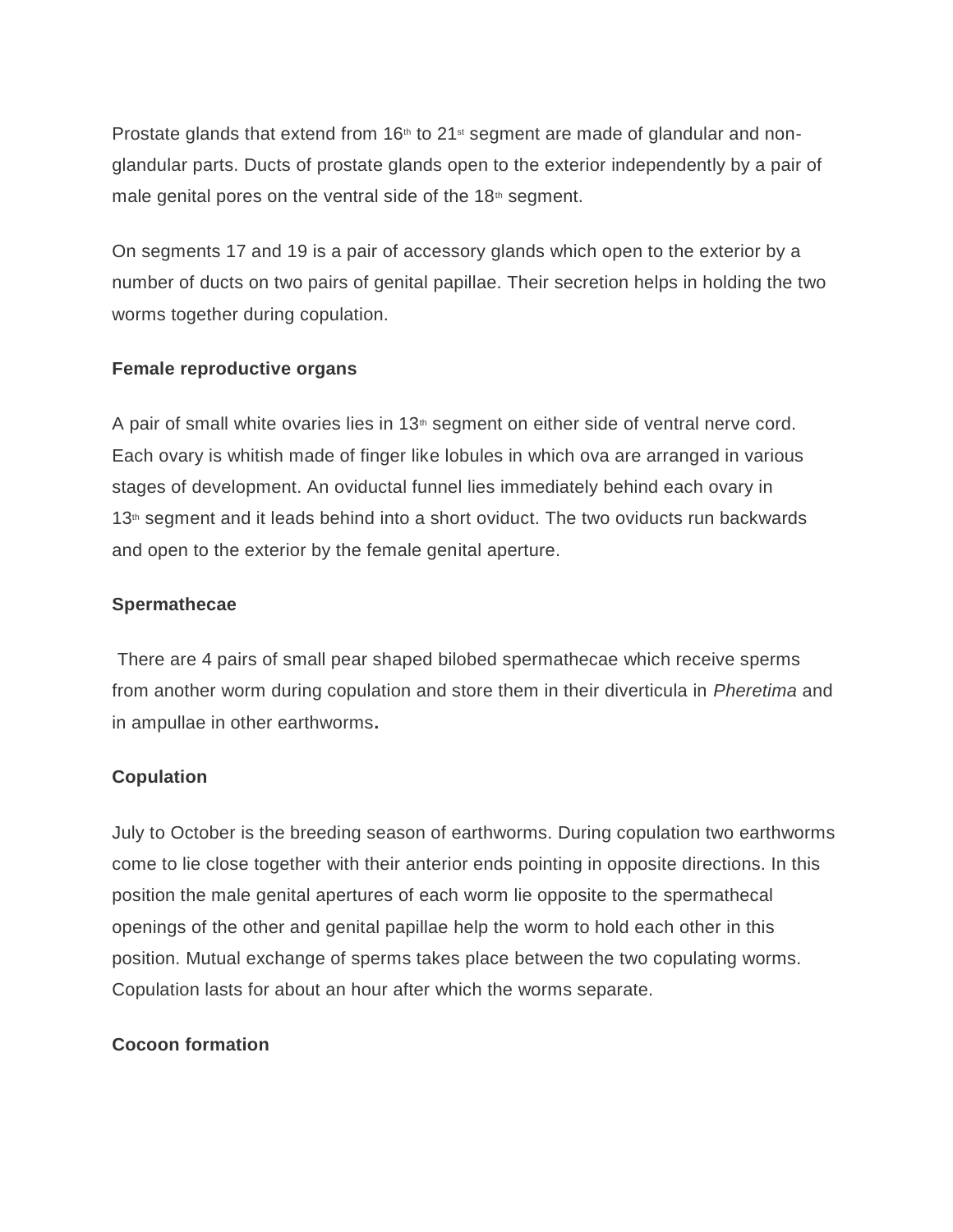Prostate glands that extend from 16$^{th}$ to 21$^{st}$ segment are made of glandular and non-glandular parts. Ducts of prostate glands open to the exterior independently by a pair of male genital pores on the ventral side of the 18$^{th}$ segment.

On segments 17 and 19 is a pair of accessory glands which open to the exterior by a number of ducts on two pairs of genital papillae. Their secretion helps in holding the two worms together during copulation.

**Female reproductive organs**

A pair of small white ovaries lies in 13$^{th}$ segment on either side of ventral nerve cord. Each ovary is whitish made of finger like lobules in which ova are arranged in various stages of development. An oviductal funnel lies immediately behind each ovary in 13$^{th}$ segment and it leads behind into a short oviduct. The two oviducts run backwards and open to the exterior by the female genital aperture.

**Spermathecae**

There are 4 pairs of small pear shaped bilobed spermathecae which receive sperms from another worm during copulation and store them in their diverticula in *Pheretima* and in ampullae in other earthworms**.**

**Copulation**

July to October is the breeding season of earthworms. During copulation two earthworms come to lie close together with their anterior ends pointing in opposite directions. In this position the male genital apertures of each worm lie opposite to the spermathecal openings of the other and genital papillae help the worm to hold each other in this position. Mutual exchange of sperms takes place between the two copulating worms. Copulation lasts for about an hour after which the worms separate.

**Cocoon formation**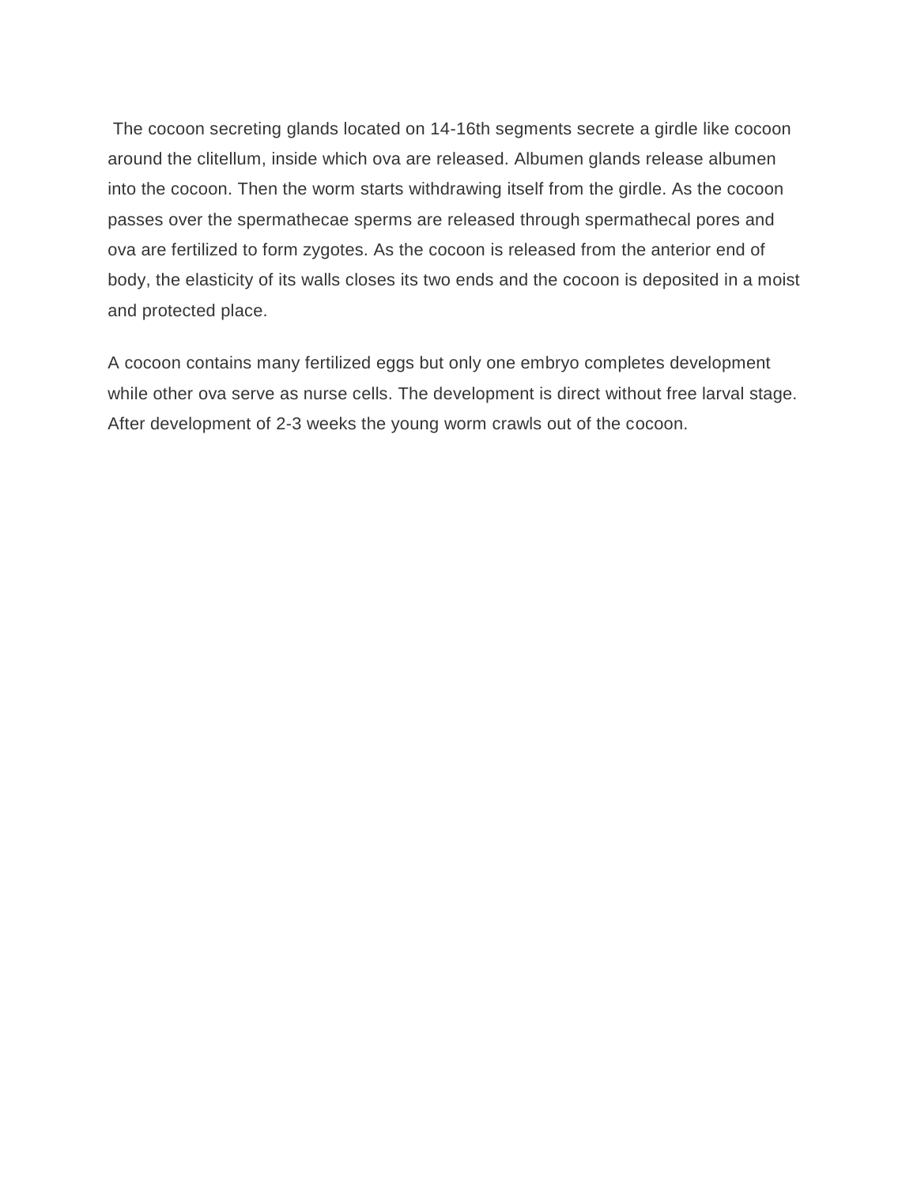The cocoon secreting glands located on 14-16th segments secrete a girdle like cocoon around the clitellum, inside which ova are released. Albumen glands release albumen into the cocoon. Then the worm starts withdrawing itself from the girdle. As the cocoon passes over the spermathecae sperms are released through spermathecal pores and ova are fertilized to form zygotes. As the cocoon is released from the anterior end of body, the elasticity of its walls closes its two ends and the cocoon is deposited in a moist and protected place.

A cocoon contains many fertilized eggs but only one embryo completes development while other ova serve as nurse cells. The development is direct without free larval stage. After development of 2-3 weeks the young worm crawls out of the cocoon.